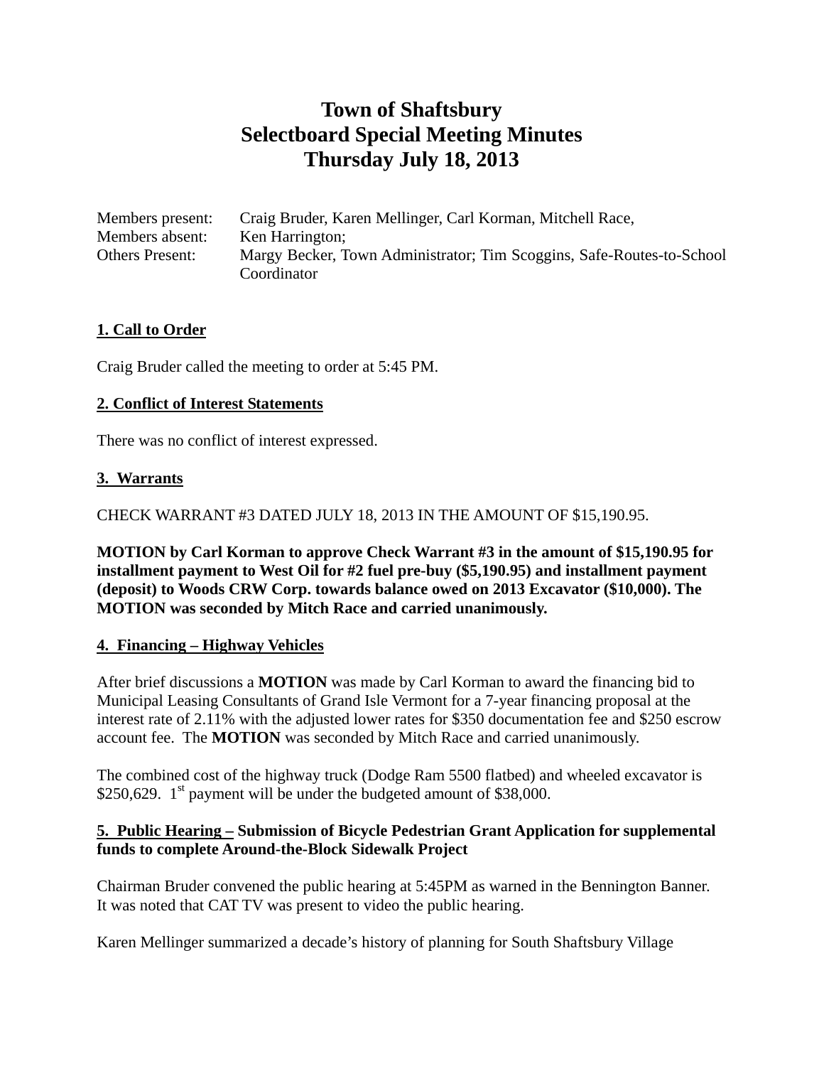# Town of Shaftsbury
# Selectboard Special Meeting Minutes
# Thursday July 18, 2013

Members present: Craig Bruder, Karen Mellinger, Carl Korman, Mitchell Race,
Members absent: Ken Harrington;
Others Present: Margy Becker, Town Administrator; Tim Scoggins, Safe-Routes-to-School Coordinator

**1. Call to Order**

Craig Bruder called the meeting to order at 5:45 PM.

**2. Conflict of Interest Statements**

There was no conflict of interest expressed.

**3. Warrants**

CHECK WARRANT #3 DATED JULY 18, 2013 IN THE AMOUNT OF $15,190.95.

**MOTION by Carl Korman to approve Check Warrant #3 in the amount of $15,190.95 for installment payment to West Oil for #2 fuel pre-buy ($5,190.95) and installment payment (deposit) to Woods CRW Corp. towards balance owed on 2013 Excavator ($10,000). The MOTION was seconded by Mitch Race and carried unanimously.**

**4. Financing – Highway Vehicles**

After brief discussions a **MOTION** was made by Carl Korman to award the financing bid to Municipal Leasing Consultants of Grand Isle Vermont for a 7-year financing proposal at the interest rate of 2.11% with the adjusted lower rates for $350 documentation fee and $250 escrow account fee. The **MOTION** was seconded by Mitch Race and carried unanimously.

The combined cost of the highway truck (Dodge Ram 5500 flatbed) and wheeled excavator is $250,629. 1st payment will be under the budgeted amount of $38,000.

**5. Public Hearing – Submission of Bicycle Pedestrian Grant Application for supplemental funds to complete Around-the-Block Sidewalk Project**

Chairman Bruder convened the public hearing at 5:45PM as warned in the Bennington Banner. It was noted that CAT TV was present to video the public hearing.

Karen Mellinger summarized a decade's history of planning for South Shaftsbury Village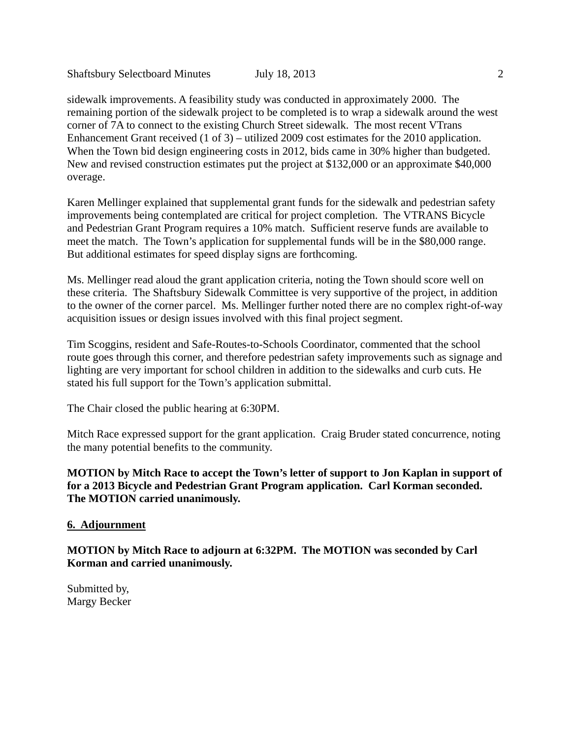sidewalk improvements. A feasibility study was conducted in approximately 2000. The remaining portion of the sidewalk project to be completed is to wrap a sidewalk around the west corner of 7A to connect to the existing Church Street sidewalk. The most recent VTrans Enhancement Grant received (1 of 3) – utilized 2009 cost estimates for the 2010 application. When the Town bid design engineering costs in 2012, bids came in 30% higher than budgeted. New and revised construction estimates put the project at $132,000 or an approximate $40,000 overage.

Karen Mellinger explained that supplemental grant funds for the sidewalk and pedestrian safety improvements being contemplated are critical for project completion. The VTRANS Bicycle and Pedestrian Grant Program requires a 10% match. Sufficient reserve funds are available to meet the match. The Town's application for supplemental funds will be in the $80,000 range. But additional estimates for speed display signs are forthcoming.

Ms. Mellinger read aloud the grant application criteria, noting the Town should score well on these criteria. The Shaftsbury Sidewalk Committee is very supportive of the project, in addition to the owner of the corner parcel. Ms. Mellinger further noted there are no complex right-of-way acquisition issues or design issues involved with this final project segment.

Tim Scoggins, resident and Safe-Routes-to-Schools Coordinator, commented that the school route goes through this corner, and therefore pedestrian safety improvements such as signage and lighting are very important for school children in addition to the sidewalks and curb cuts. He stated his full support for the Town's application submittal.

The Chair closed the public hearing at 6:30PM.

Mitch Race expressed support for the grant application. Craig Bruder stated concurrence, noting the many potential benefits to the community.

**MOTION by Mitch Race to accept the Town's letter of support to Jon Kaplan in support of for a 2013 Bicycle and Pedestrian Grant Program application. Carl Korman seconded. The MOTION carried unanimously.**

**6. Adjournment**

**MOTION by Mitch Race to adjourn at 6:32PM. The MOTION was seconded by Carl Korman and carried unanimously.**

Submitted by,
Margy Becker